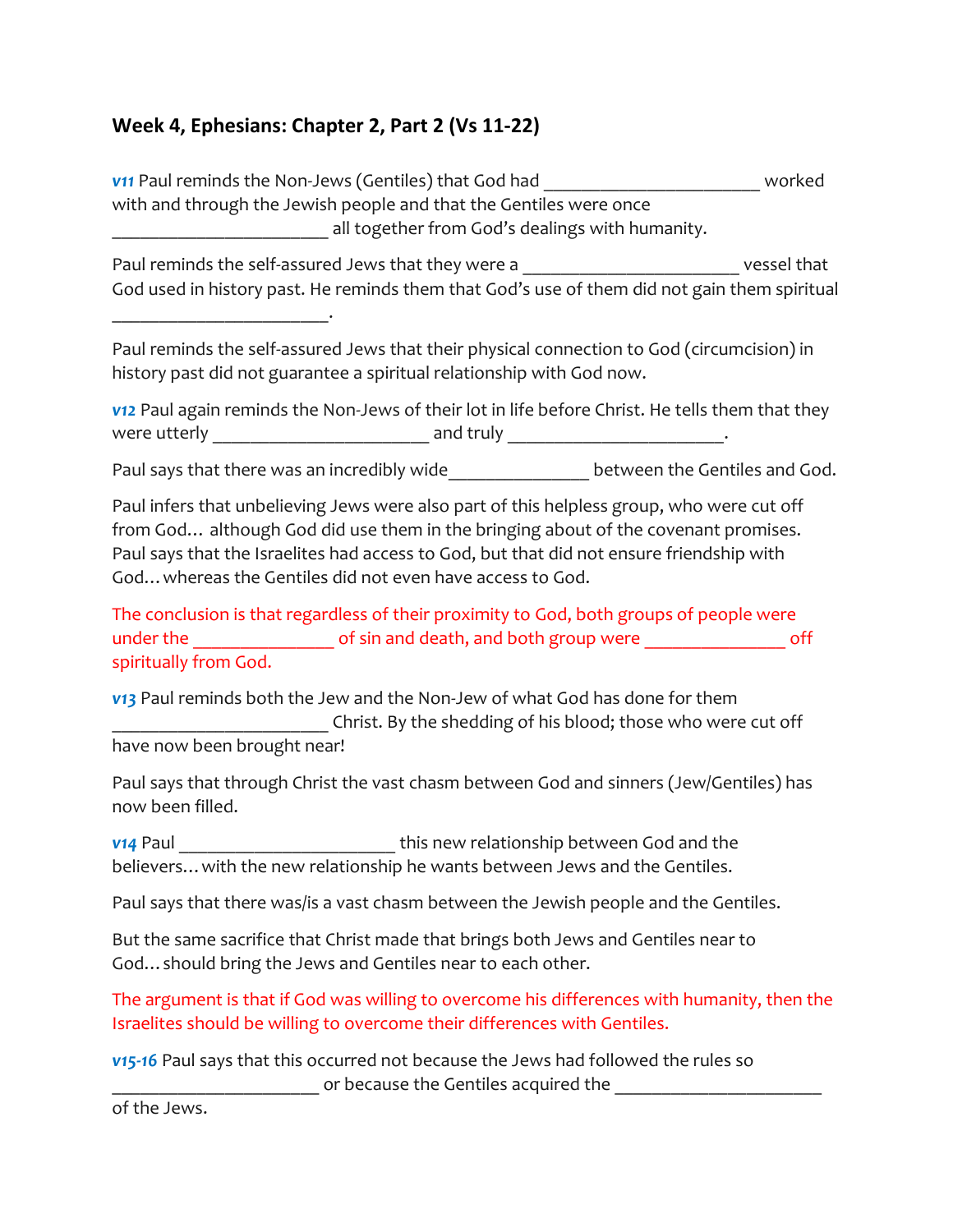## Week 4, Ephesians: Chapter 2, Part 2 (Vs 11-22)

*v11* Paul reminds the Non-Jews (Gentiles) that God had _______________________ worked with and through the Jewish people and that the Gentiles were once _______________________ all together from God's dealings with humanity.

Paul reminds the self-assured Jews that they were a _______________________ vessel that God used in history past. He reminds them that God's use of them did not gain them spiritual _______________________.

Paul reminds the self-assured Jews that their physical connection to God (circumcision) in history past did not guarantee a spiritual relationship with God now.

*v12* Paul again reminds the Non-Jews of their lot in life before Christ. He tells them that they were utterly _______________________ and truly _______________________.

Paul says that there was an incredibly wide_______________ between the Gentiles and God.

Paul infers that unbelieving Jews were also part of this helpless group, who were cut off from God… although God did use them in the bringing about of the covenant promises. Paul says that the Israelites had access to God, but that did not ensure friendship with God…whereas the Gentiles did not even have access to God.

The conclusion is that regardless of their proximity to God, both groups of people were under the _______________ of sin and death, and both group were _______________ off spiritually from God.

*v13* Paul reminds both the Jew and the Non-Jew of what God has done for them _______________________ Christ. By the shedding of his blood; those who were cut off have now been brought near!

Paul says that through Christ the vast chasm between God and sinners (Jew/Gentiles) has now been filled.

*v14* Paul _______________________ this new relationship between God and the believers…with the new relationship he wants between Jews and the Gentiles.

Paul says that there was/is a vast chasm between the Jewish people and the Gentiles.

But the same sacrifice that Christ made that brings both Jews and Gentiles near to God…should bring the Jews and Gentiles near to each other.

The argument is that if God was willing to overcome his differences with humanity, then the Israelites should be willing to overcome their differences with Gentiles.

*v15-16* Paul says that this occurred not because the Jews had followed the rules so _______________________ or because the Gentiles acquired the _______________________ of the Jews.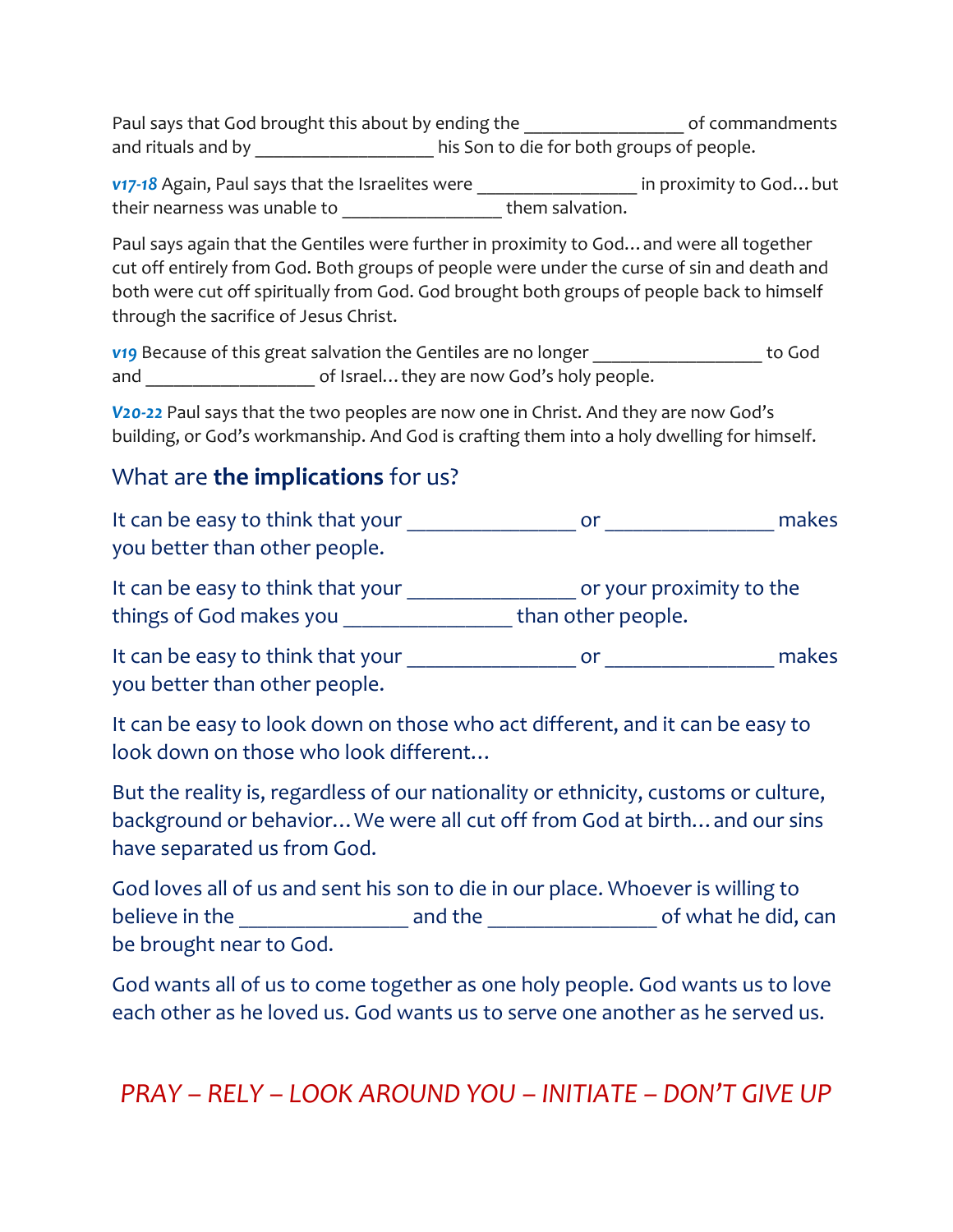Paul says that God brought this about by ending the ________________ of commandments and rituals and by __________________ his Son to die for both groups of people.

***v17-18*** Again, Paul says that the Israelites were ________________ in proximity to God… but their nearness was unable to ________________ them salvation.

Paul says again that the Gentiles were further in proximity to God… and were all together cut off entirely from God. Both groups of people were under the curse of sin and death and both were cut off spiritually from God. God brought both groups of people back to himself through the sacrifice of Jesus Christ.

***v19*** Because of this great salvation the Gentiles are no longer _________________ to God and _________________ of Israel… they are now God's holy people.

***V20-22*** Paul says that the two peoples are now one in Christ. And they are now God's building, or God's workmanship. And God is crafting them into a holy dwelling for himself.

## What are **the implications** for us?

It can be easy to think that your _______________ or _______________ makes you better than other people.

It can be easy to think that your _______________ or your proximity to the things of God makes you _______________ than other people.

It can be easy to think that your _______________ or _______________ makes you better than other people.

It can be easy to look down on those who act different, and it can be easy to look down on those who look different…

But the reality is, regardless of our nationality or ethnicity, customs or culture, background or behavior… We were all cut off from God at birth… and our sins have separated us from God.

God loves all of us and sent his son to die in our place. Whoever is willing to believe in the _______________ and the _______________ of what he did, can be brought near to God.

God wants all of us to come together as one holy people. God wants us to love each other as he loved us. God wants us to serve one another as he served us.

*PRAY – RELY – LOOK AROUND YOU – INITIATE – DON'T GIVE UP*